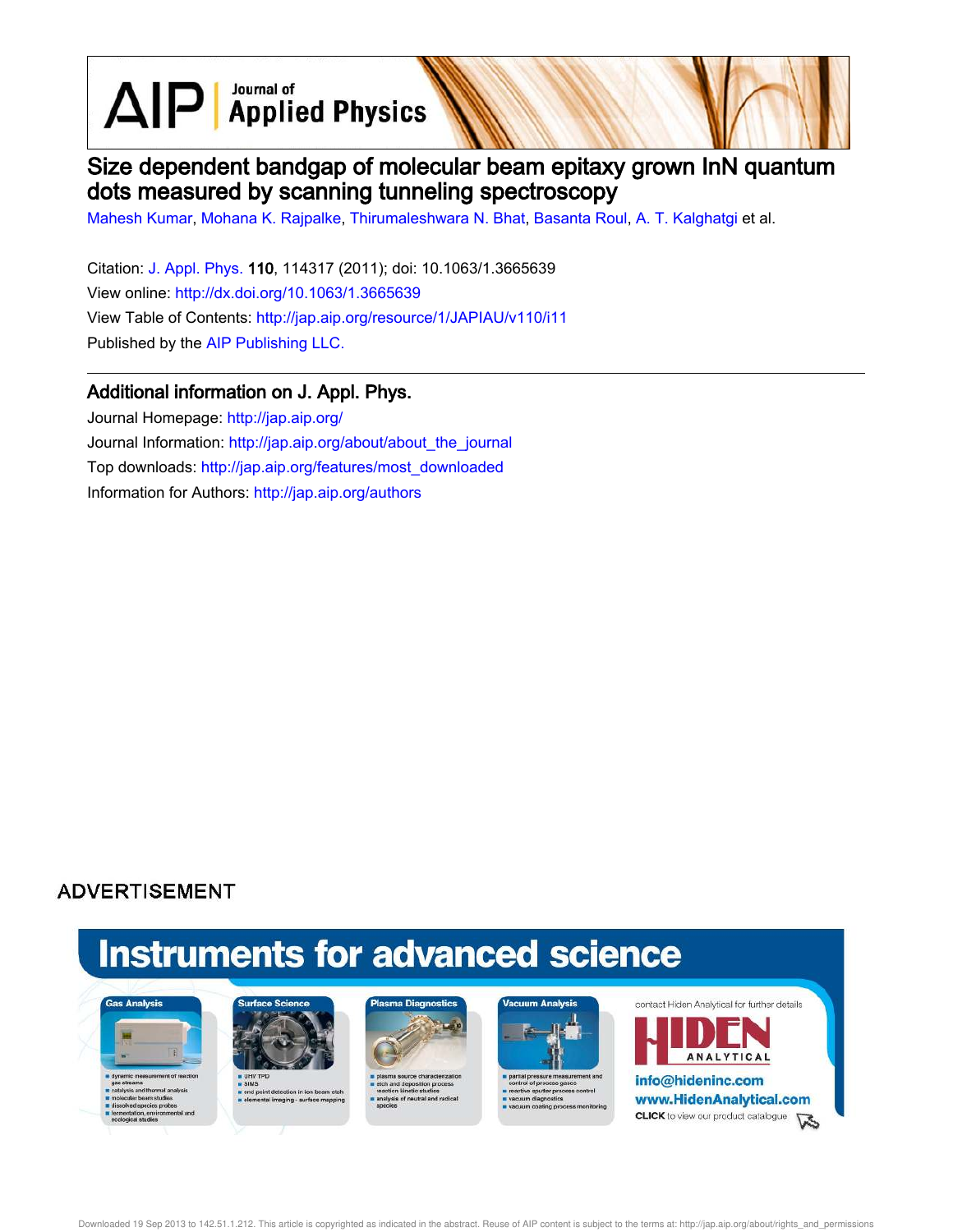# Size dependent bandgap of molecular beam epitaxy grown InN quantum dots measured by scanning tunneling spectroscopy

Mahesh Kumar, Mohana K. Rajpalke, Thirumaleshwara N. Bhat, Basanta Roul, A. T. Kalghatgi et al.

Citation: J. Appl. Phys. **110**, 114317 (2011); doi: 10.1063/1.3665639

View online: http://dx.doi.org/10.1063/1.3665639

View Table of Contents: http://jap.aip.org/resource/1/JAPIAU/v110/i11

Published by the AIP Publishing LLC.

## Additional information on J. Appl. Phys.

Journal Homepage: http://jap.aip.org/

Journal Information: http://jap.aip.org/about/about_the_journal

Top downloads: http://jap.aip.org/features/most_downloaded

Information for Authors: http://jap.aip.org/authors

ADVERTISEMENT

Downloaded 19 Sep 2013 to 142.51.1.212. This article is copyrighted as indicated in the abstract. Reuse of AIP content is subject to the terms at: http://jap.aip.org/about/rights_and_permissions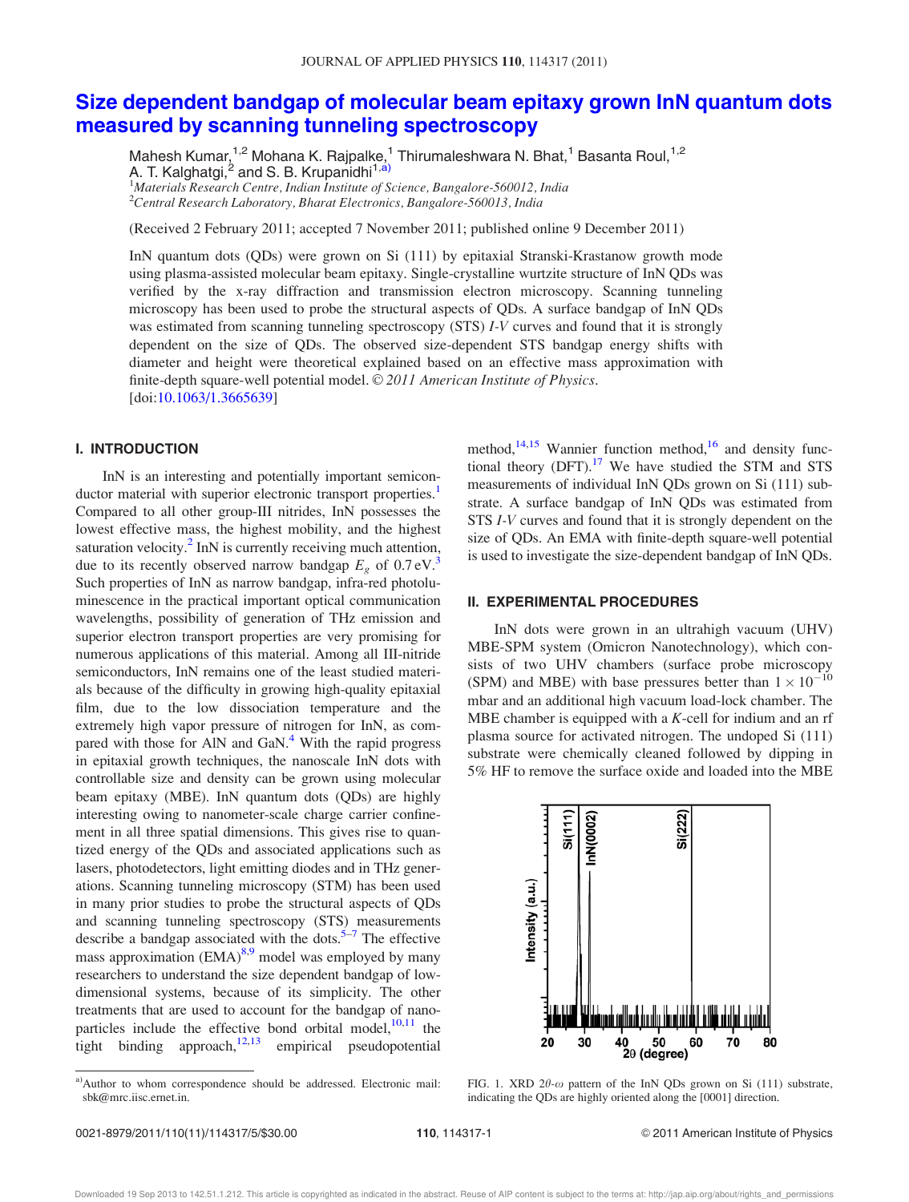# Size dependent bandgap of molecular beam epitaxy grown InN quantum dots measured by scanning tunneling spectroscopy

Mahesh Kumar,[1,2] Mohana K. Rajpalke,[1] Thirumaleshwara N. Bhat,[1] Basanta Roul,[1,2] A. T. Kalghatgi,[2] and S. B. Krupanidhi[1,a)]

[1]Materials Research Centre, Indian Institute of Science, Bangalore-560012, India
[2]Central Research Laboratory, Bharat Electronics, Bangalore-560013, India

(Received 2 February 2011; accepted 7 November 2011; published online 9 December 2011)

InN quantum dots (QDs) were grown on Si (111) by epitaxial Stranski-Krastanow growth mode using plasma-assisted molecular beam epitaxy. Single-crystalline wurtzite structure of InN QDs was verified by the x-ray diffraction and transmission electron microscopy. Scanning tunneling microscopy has been used to probe the structural aspects of QDs. A surface bandgap of InN QDs was estimated from scanning tunneling spectroscopy (STS) *I-V* curves and found that it is strongly dependent on the size of QDs. The observed size-dependent STS bandgap energy shifts with diameter and height were theoretical explained based on an effective mass approximation with finite-depth square-well potential model. © *2011 American Institute of Physics*. [doi:10.1063/1.3665639]

## I. INTRODUCTION

InN is an interesting and potentially important semiconductor material with superior electronic transport properties.[1] Compared to all other group-III nitrides, InN possesses the lowest effective mass, the highest mobility, and the highest saturation velocity.[2] InN is currently receiving much attention, due to its recently observed narrow bandgap $E_g$ of 0.7 eV.[3] Such properties of InN as narrow bandgap, infra-red photoluminescence in the practical important optical communication wavelengths, possibility of generation of THz emission and superior electron transport properties are very promising for numerous applications of this material. Among all III-nitride semiconductors, InN remains one of the least studied materials because of the difficulty in growing high-quality epitaxial film, due to the low dissociation temperature and the extremely high vapor pressure of nitrogen for InN, as compared with those for AlN and GaN.[4] With the rapid progress in epitaxial growth techniques, the nanoscale InN dots with controllable size and density can be grown using molecular beam epitaxy (MBE). InN quantum dots (QDs) are highly interesting owing to nanometer-scale charge carrier confinement in all three spatial dimensions. This gives rise to quantized energy of the QDs and associated applications such as lasers, photodetectors, light emitting diodes and in THz generations. Scanning tunneling microscopy (STM) has been used in many prior studies to probe the structural aspects of QDs and scanning tunneling spectroscopy (STS) measurements describe a bandgap associated with the dots.[5–7] The effective mass approximation (EMA)[8,9] model was employed by many researchers to understand the size dependent bandgap of low-dimensional systems, because of its simplicity. The other treatments that are used to account for the bandgap of nanoparticles include the effective bond orbital model,[10,11] the tight binding approach,[12,13] empirical pseudopotential method,[14,15] Wannier function method,[16] and density functional theory (DFT).[17] We have studied the STM and STS measurements of individual InN QDs grown on Si (111) substrate. A surface bandgap of InN QDs was estimated from STS *I-V* curves and found that it is strongly dependent on the size of QDs. An EMA with finite-depth square-well potential is used to investigate the size-dependent bandgap of InN QDs.

## II. EXPERIMENTAL PROCEDURES

InN dots were grown in an ultrahigh vacuum (UHV) MBE-SPM system (Omicron Nanotechnology), which consists of two UHV chambers (surface probe microscopy (SPM) and MBE) with base pressures better than $1 \times 10^{-10}$ mbar and an additional high vacuum load-lock chamber. The MBE chamber is equipped with a *K*-cell for indium and an rf plasma source for activated nitrogen. The undoped Si (111) substrate were chemically cleaned followed by dipping in 5% HF to remove the surface oxide and loaded into the MBE

FIG. 1. XRD $2\theta$-$\omega$ pattern of the InN QDs grown on Si (111) substrate, indicating the QDs are highly oriented along the [0001] direction.

a)Author to whom correspondence should be addressed. Electronic mail: sbk@mrc.iisc.ernet.in.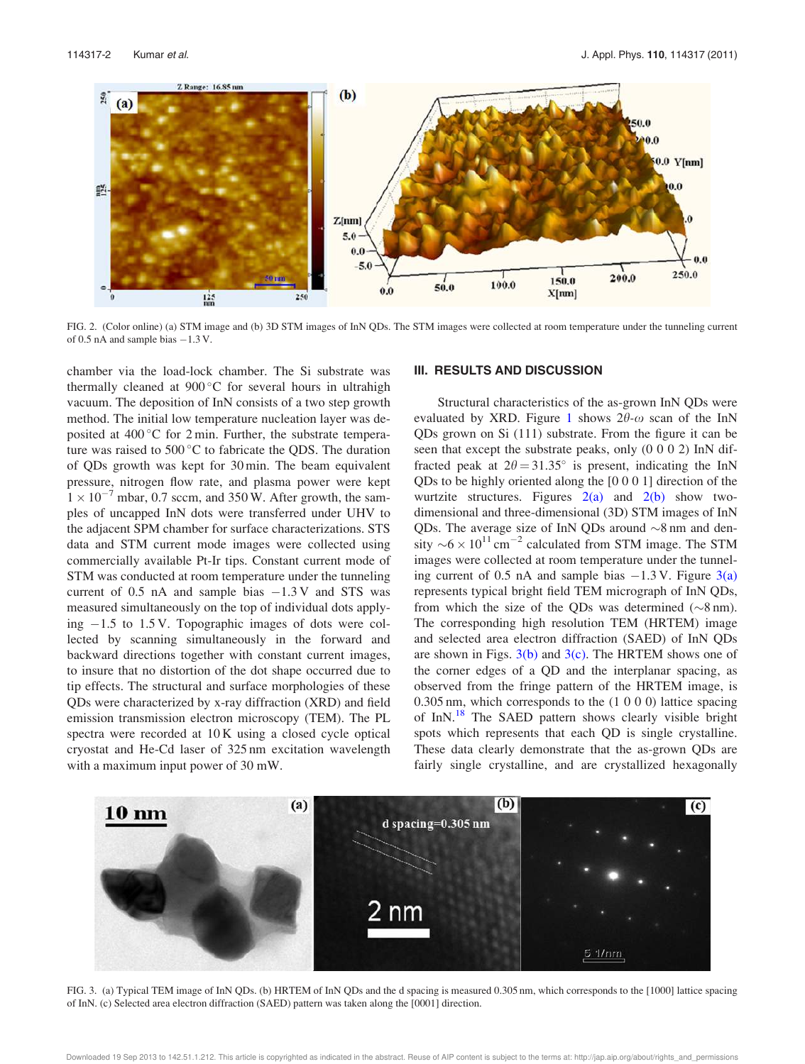FIG. 2. (Color online) (a) STM image and (b) 3D STM images of InN QDs. The STM images were collected at room temperature under the tunneling current of 0.5 nA and sample bias −1.3 V.

chamber via the load-lock chamber. The Si substrate was thermally cleaned at 900 °C for several hours in ultrahigh vacuum. The deposition of InN consists of a two step growth method. The initial low temperature nucleation layer was deposited at 400 °C for 2 min. Further, the substrate temperature was raised to 500 °C to fabricate the QDS. The duration of QDs growth was kept for 30 min. The beam equivalent pressure, nitrogen flow rate, and plasma power were kept $1 \times 10^{-7}$ mbar, 0.7 sccm, and 350 W. After growth, the samples of uncapped InN dots were transferred under UHV to the adjacent SPM chamber for surface characterizations. STS data and STM current mode images were collected using commercially available Pt-Ir tips. Constant current mode of STM was conducted at room temperature under the tunneling current of 0.5 nA and sample bias −1.3 V and STS was measured simultaneously on the top of individual dots applying −1.5 to 1.5 V. Topographic images of dots were collected by scanning simultaneously in the forward and backward directions together with constant current images, to insure that no distortion of the dot shape occurred due to tip effects. The structural and surface morphologies of these QDs were characterized by x-ray diffraction (XRD) and field emission transmission electron microscopy (TEM). The PL spectra were recorded at 10 K using a closed cycle optical cryostat and He-Cd laser of 325 nm excitation wavelength with a maximum input power of 30 mW.

## III. RESULTS AND DISCUSSION

Structural characteristics of the as-grown InN QDs were evaluated by XRD. Figure 1 shows $2\theta$-$\omega$ scan of the InN QDs grown on Si (111) substrate. From the figure it can be seen that except the substrate peaks, only (0 0 0 2) InN diffracted peak at $2\theta = 31.35°$ is present, indicating the InN QDs to be highly oriented along the [0 0 0 1] direction of the wurtzite structures. Figures 2(a) and 2(b) show two-dimensional and three-dimensional (3D) STM images of InN QDs. The average size of InN QDs around ~8 nm and density ~$6 \times 10^{11}$ cm$^{-2}$ calculated from STM image. The STM images were collected at room temperature under the tunneling current of 0.5 nA and sample bias −1.3 V. Figure 3(a) represents typical bright field TEM micrograph of InN QDs, from which the size of the QDs was determined (~8 nm). The corresponding high resolution TEM (HRTEM) image and selected area electron diffraction (SAED) of InN QDs are shown in Figs. 3(b) and 3(c). The HRTEM shows one of the corner edges of a QD and the interplanar spacing, as observed from the fringe pattern of the HRTEM image, is 0.305 nm, which corresponds to the (1 0 0 0) lattice spacing of InN.[18] The SAED pattern shows clearly visible bright spots which represents that each QD is single crystalline. These data clearly demonstrate that the as-grown QDs are fairly single crystalline, and are crystallized hexagonally

FIG. 3. (a) Typical TEM image of InN QDs. (b) HRTEM of InN QDs and the d spacing is measured 0.305 nm, which corresponds to the [1000] lattice spacing of InN. (c) Selected area electron diffraction (SAED) pattern was taken along the [0001] direction.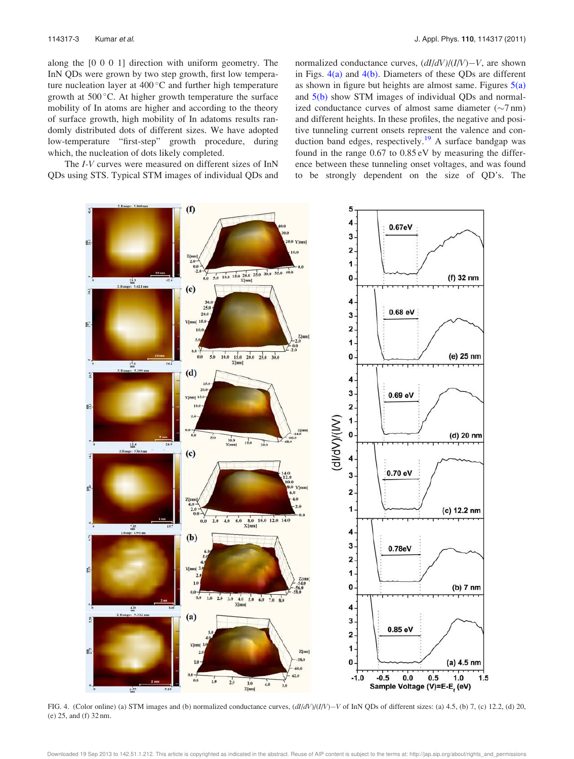along the [0 0 0 1] direction with uniform geometry. The InN QDs were grown by two step growth, first low temperature nucleation layer at 400 °C and further high temperature growth at 500 °C. At higher growth temperature the surface mobility of In atoms are higher and according to the theory of surface growth, high mobility of In adatoms results randomly distributed dots of different sizes. We have adopted low-temperature "first-step" growth procedure, during which, the nucleation of dots likely completed.

The *I-V* curves were measured on different sizes of InN QDs using STS. Typical STM images of individual QDs and normalized conductance curves, $(dI/dV)/(I/V)-V$, are shown in Figs. 4(a) and 4(b). Diameters of these QDs are different as shown in figure but heights are almost same. Figures 5(a) and 5(b) show STM images of individual QDs and normalized conductance curves of almost same diameter (~7 nm) and different heights. In these profiles, the negative and positive tunneling current onsets represent the valence and conduction band edges, respectively.[19] A surface bandgap was found in the range 0.67 to 0.85 eV by measuring the difference between these tunneling onset voltages, and was found to be strongly dependent on the size of QD's. The

FIG. 4. (Color online) (a) STM images and (b) normalized conductance curves, $(dI/dV)/(I/V)-V$ of InN QDs of different sizes: (a) 4.5, (b) 7, (c) 12.2, (d) 20, (e) 25, and (f) 32 nm.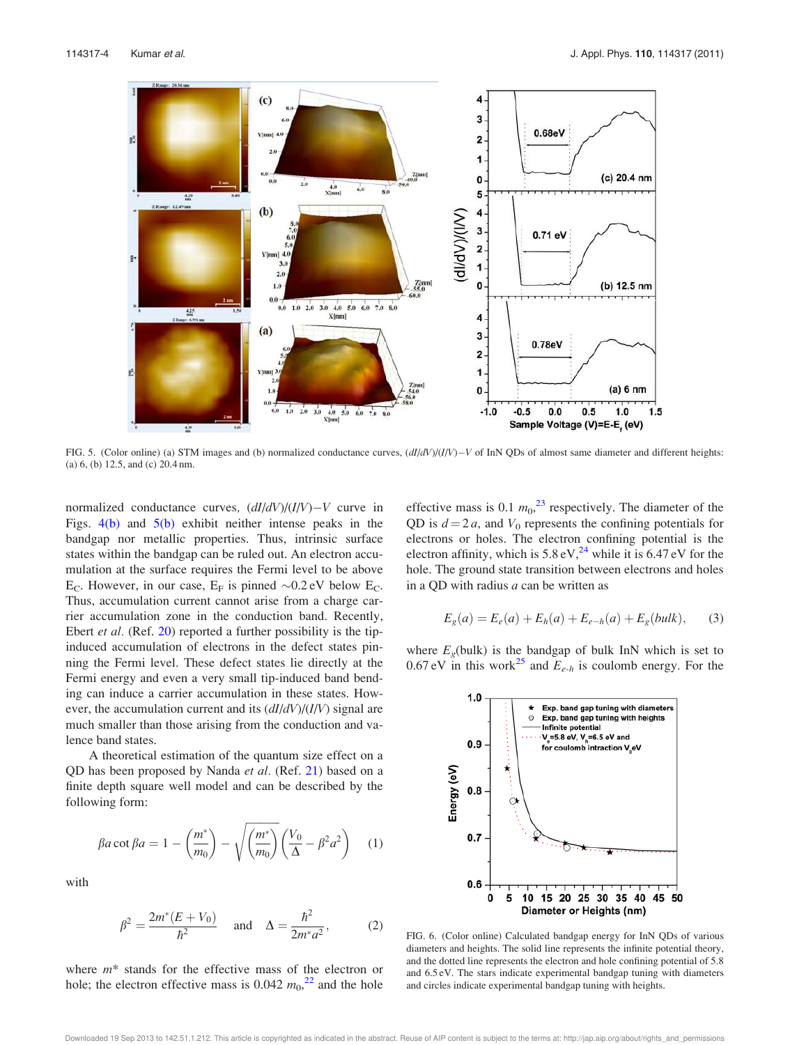FIG. 5. (Color online) (a) STM images and (b) normalized conductance curves, $(dI/dV)/(I/V)-V$ of InN QDs of almost same diameter and different heights: (a) 6, (b) 12.5, and (c) 20.4 nm.

normalized conductance curves, $(dI/dV)/(I/V)-V$ curve in Figs. 4(b) and 5(b) exhibit neither intense peaks in the bandgap nor metallic properties. Thus, intrinsic surface states within the bandgap can be ruled out. An electron accumulation at the surface requires the Fermi level to be above $E_C$. However, in our case, $E_F$ is pinned ~0.2 eV below $E_C$. Thus, accumulation current cannot arise from a charge carrier accumulation zone in the conduction band. Recently, Ebert *et al.* (Ref. 20) reported a further possibility is the tip-induced accumulation of electrons in the defect states pinning the Fermi level. These defect states lie directly at the Fermi energy and even a very small tip-induced band bending can induce a carrier accumulation in these states. However, the accumulation current and its $(dI/dV)/(I/V)$ signal are much smaller than those arising from the conduction and valence band states.

A theoretical estimation of the quantum size effect on a QD has been proposed by Nanda *et al.* (Ref. 21) based on a finite depth square well model and can be described by the following form:

$$\beta a \cot \beta a = 1 - \left(\frac{m^*}{m_0}\right) - \sqrt{\left(\frac{m^*}{m_0}\right)\left(\frac{V_0}{\Delta} - \beta^2 a^2\right)} \qquad (1)$$

with

$$\beta^2 = \frac{2m^*(E+V_0)}{\hbar^2} \quad \text{and} \quad \Delta = \frac{\hbar^2}{2m^* a^2}, \qquad (2)$$

where $m^*$ stands for the effective mass of the electron or hole; the electron effective mass is $0.042\ m_0$,[22] and the hole effective mass is $0.1\ m_0$,[23] respectively. The diameter of the QD is $d = 2a$, and $V_0$ represents the confining potentials for electrons or holes. The electron confining potential is the electron affinity, which is 5.8 eV,[24] while it is 6.47 eV for the hole. The ground state transition between electrons and holes in a QD with radius $a$ can be written as

$$E_g(a) = E_e(a) + E_h(a) + E_{e-h}(a) + E_g(bulk), \qquad (3)$$

where $E_g$(bulk) is the bandgap of bulk InN which is set to 0.67 eV in this work[25] and $E_{e\text{-}h}$ is coulomb energy. For the

FIG. 6. (Color online) Calculated bandgap energy for InN QDs of various diameters and heights. The solid line represents the infinite potential theory, and the dotted line represents the electron and hole confining potential of 5.8 and 6.5 eV. The stars indicate experimental bandgap tuning with diameters and circles indicate experimental bandgap tuning with heights.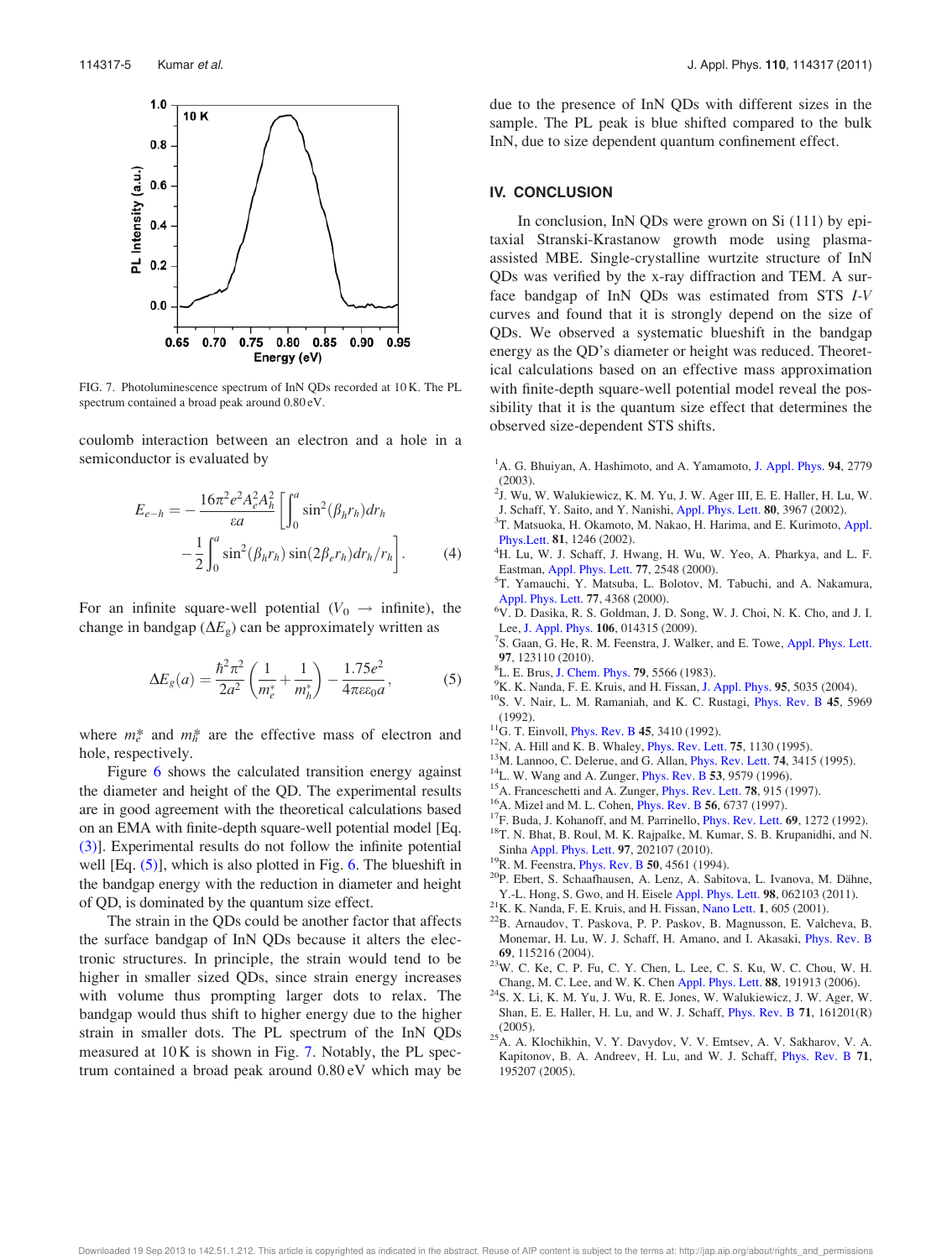10 K

PL Intensity (a.u.)

1.0
0.8
0.6
0.4
0.2
0.0

0.65 0.70 0.75 0.80 0.85 0.90 0.95

Energy (eV)

FIG. 7. Photoluminescence spectrum of InN QDs recorded at 10 K. The PL spectrum contained a broad peak around 0.80 eV.

coulomb interaction between an electron and a hole in a semiconductor is evaluated by

$$E_{e-h} = -\frac{16\pi^2 e^2 A_e^2 A_h^2}{\varepsilon a}\left[\int_0^a \sin^2(\beta_h r_h)dr_h - \frac{1}{2}\int_0^a \sin^2(\beta_h r_h)\sin(2\beta_e r_h)dr_h/r_h\right]. \quad (4)$$

For an infinite square-well potential ($V_0 \rightarrow$ infinite), the change in bandgap ($\Delta E_g$) can be approximately written as

$$\Delta E_g(a) = \frac{\hbar^2\pi^2}{2a^2}\left(\frac{1}{m_e^*}+\frac{1}{m_h^*}\right) - \frac{1.75e^2}{4\pi\varepsilon\varepsilon_0 a}, \quad (5)$$

where $m_e^*$ and $m_h^*$ are the effective mass of electron and hole, respectively.

Figure 6 shows the calculated transition energy against the diameter and height of the QD. The experimental results are in good agreement with the theoretical calculations based on an EMA with finite-depth square-well potential model [Eq. (3)]. Experimental results do not follow the infinite potential well [Eq. (5)], which is also plotted in Fig. 6. The blueshift in the bandgap energy with the reduction in diameter and height of QD, is dominated by the quantum size effect.

The strain in the QDs could be another factor that affects the surface bandgap of InN QDs because it alters the electronic structures. In principle, the strain would tend to be higher in smaller sized QDs, since strain energy increases with volume thus prompting larger dots to relax. The bandgap would thus shift to higher energy due to the higher strain in smaller dots. The PL spectrum of the InN QDs measured at 10 K is shown in Fig. 7. Notably, the PL spectrum contained a broad peak around 0.80 eV which may be due to the presence of InN QDs with different sizes in the sample. The PL peak is blue shifted compared to the bulk InN, due to size dependent quantum confinement effect.

## IV. CONCLUSION

In conclusion, InN QDs were grown on Si (111) by epitaxial Stranski-Krastanow growth mode using plasma-assisted MBE. Single-crystalline wurtzite structure of InN QDs was verified by the x-ray diffraction and TEM. A surface bandgap of InN QDs was estimated from STS *I-V* curves and found that it is strongly depend on the size of QDs. We observed a systematic blueshift in the bandgap energy as the QD's diameter or height was reduced. Theoretical calculations based on an effective mass approximation with finite-depth square-well potential model reveal the possibility that it is the quantum size effect that determines the observed size-dependent STS shifts.

[1] A. G. Bhuiyan, A. Hashimoto, and A. Yamamoto, J. Appl. Phys. **94**, 2779 (2003).
[2] J. Wu, W. Walukiewicz, K. M. Yu, J. W. Ager III, E. E. Haller, H. Lu, W. J. Schaff, Y. Saito, and Y. Nanishi, Appl. Phys. Lett. **80**, 3967 (2002).
[3] T. Matsuoka, H. Okamoto, M. Nakao, H. Harima, and E. Kurimoto, Appl. Phys.Lett. **81**, 1246 (2002).
[4] H. Lu, W. J. Schaff, J. Hwang, H. Wu, W. Yeo, A. Pharkya, and L. F. Eastman, Appl. Phys. Lett. **77**, 2548 (2000).
[5] T. Yamauchi, Y. Matsuba, L. Bolotov, M. Tabuchi, and A. Nakamura, Appl. Phys. Lett. **77**, 4368 (2000).
[6] V. D. Dasika, R. S. Goldman, J. D. Song, W. J. Choi, N. K. Cho, and J. I. Lee, J. Appl. Phys. **106**, 014315 (2009).
[7] S. Gaan, G. He, R. M. Feenstra, J. Walker, and E. Towe, Appl. Phys. Lett. **97**, 123110 (2010).
[8] L. E. Brus, J. Chem. Phys. **79**, 5566 (1983).
[9] K. K. Nanda, F. E. Kruis, and H. Fissan, J. Appl. Phys. **95**, 5035 (2004).
[10] S. V. Nair, L. M. Ramaniah, and K. C. Rustagi, Phys. Rev. B **45**, 5969 (1992).
[11] G. T. Einvoll, Phys. Rev. B **45**, 3410 (1992).
[12] N. A. Hill and K. B. Whaley, Phys. Rev. Lett. **75**, 1130 (1995).
[13] M. Lannoo, C. Delerue, and G. Allan, Phys. Rev. Lett. **74**, 3415 (1995).
[14] L. W. Wang and A. Zunger, Phys. Rev. B **53**, 9579 (1996).
[15] A. Franceschetti and A. Zunger, Phys. Rev. Lett. **78**, 915 (1997).
[16] A. Mizel and M. L. Cohen, Phys. Rev. B **56**, 6737 (1997).
[17] F. Buda, J. Kohanoff, and M. Parrinello, Phys. Rev. Lett. **69**, 1272 (1992).
[18] T. N. Bhat, B. Roul, M. K. Rajpalke, M. Kumar, S. B. Krupanidhi, and N. Sinha Appl. Phys. Lett. **97**, 202107 (2010).
[19] R. M. Feenstra, Phys. Rev. B **50**, 4561 (1994).
[20] P. Ebert, S. Schaafhausen, A. Lenz, A. Sabitova, L. Ivanova, M. Dähne, Y.-L. Hong, S. Gwo, and H. Eisele Appl. Phys. Lett. **98**, 062103 (2011).
[21] K. K. Nanda, F. E. Kruis, and H. Fissan, Nano Lett. **1**, 605 (2001).
[22] B. Arnaudov, T. Paskova, P. P. Paskov, B. Magnusson, E. Valcheva, B. Monemar, H. Lu, W. J. Schaff, H. Amano, and I. Akasaki, Phys. Rev. B **69**, 115216 (2004).
[23] W. C. Ke, C. P. Fu, C. Y. Chen, L. Lee, C. S. Ku, W. C. Chou, W. H. Chang, M. C. Lee, and W. K. Chen Appl. Phys. Lett. **88**, 191913 (2006).
[24] S. X. Li, K. M. Yu, J. Wu, R. E. Jones, W. Walukiewicz, J. W. Ager, W. Shan, E. E. Haller, H. Lu, and W. J. Schaff, Phys. Rev. B **71**, 161201(R) (2005).
[25] A. A. Klochikhin, V. Y. Davydov, V. V. Emtsev, A. V. Sakharov, V. A. Kapitonov, B. A. Andreev, H. Lu, and W. J. Schaff, Phys. Rev. B **71**, 195207 (2005).